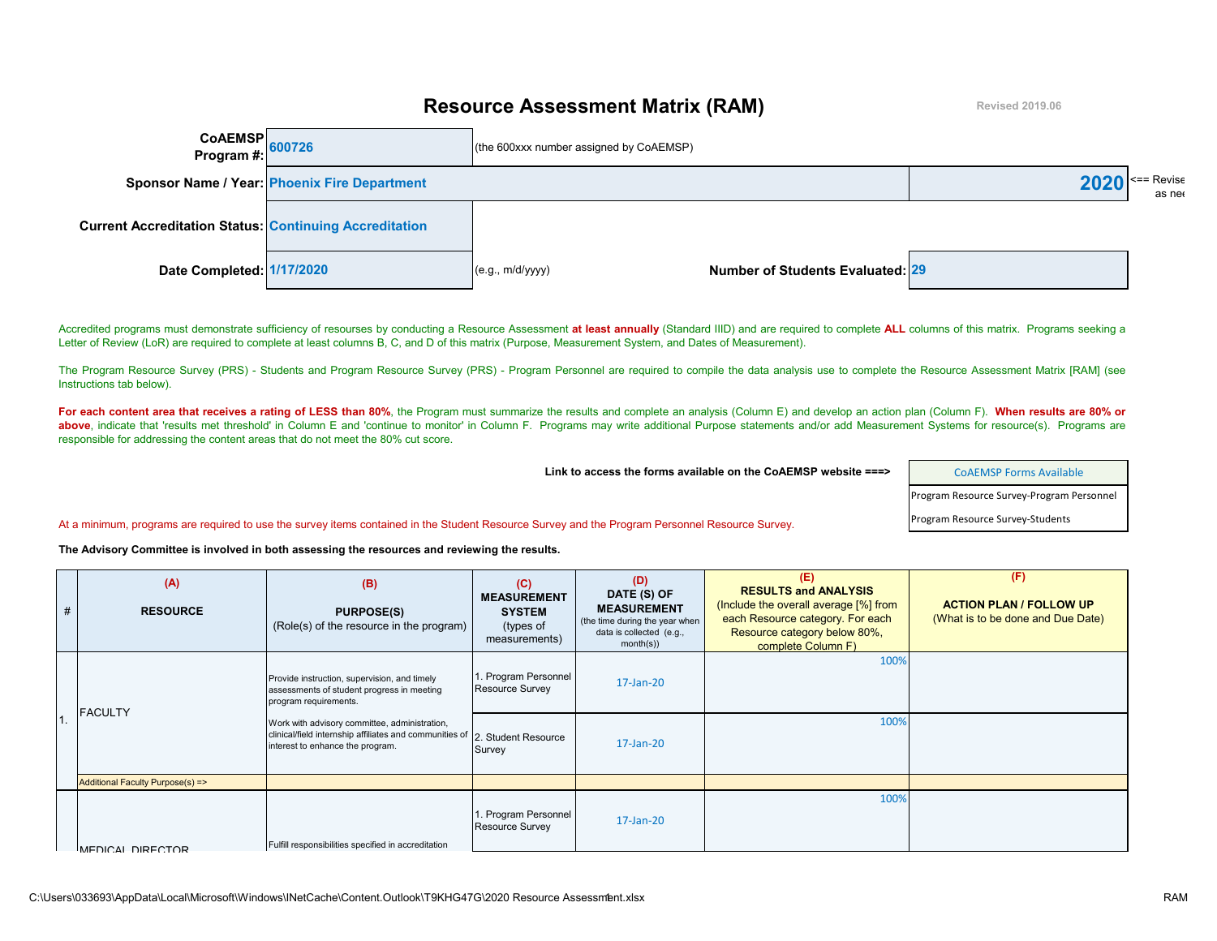# Resource Assessment Matrix (RAM)

Revised 2019.06

| | | |
|---|---|---|
| **CoAEMSP Program #:** | 600726 | (the 600xxx number assigned by CoAEMSP) |
| **Sponsor Name / Year:** | Phoenix Fire Department | **2020** <== Revise as nee |
| **Current Accreditation Status:** | Continuing Accreditation | |
| **Date Completed:** | 1/17/2020 | (e.g., m/d/yyyy) |
| **Number of Students Evaluated:** | 29 | |

Accredited programs must demonstrate sufficiency of resourses by conducting a Resource Assessment **at least annually** (Standard IIID) and are required to complete **ALL** columns of this matrix. Programs seeking a Letter of Review (LoR) are required to complete at least columns B, C, and D of this matrix (Purpose, Measurement System, and Dates of Measurement).

The Program Resource Survey (PRS) - Students and Program Resource Survey (PRS) - Program Personnel are required to compile the data analysis use to complete the Resource Assessment Matrix [RAM] (see Instructions tab below).

**For each content area that receives a rating of LESS than 80%**, the Program must summarize the results and complete an analysis (Column E) and develop an action plan (Column F). **When results are 80% or above**, indicate that 'results met threshold' in Column E and 'continue to monitor' in Column F. Programs may write additional Purpose statements and/or add Measurement Systems for resource(s). Programs are responsible for addressing the content areas that do not meet the 80% cut score.

**Link to access the forms available on the CoAEMSP website ===>** CoAEMSP Forms Available

- Program Resource Survey-Program Personnel
- Program Resource Survey-Students

At a minimum, programs are required to use the survey items contained in the Student Resource Survey and the Program Personnel Resource Survey.

**The Advisory Committee is involved in both assessing the resources and reviewing the results.**

| # | (A) RESOURCE | (B) PURPOSE(S) (Role(s) of the resource in the program) | (C) MEASUREMENT SYSTEM (types of measurements) | (D) DATE (S) OF MEASUREMENT (the time during the year when data is collected (e.g., month(s)) | (E) RESULTS and ANALYSIS (Include the overall average [%] from each Resource category. For each Resource category below 80%, complete Column F) | (F) ACTION PLAN / FOLLOW UP (What is to be done and Due Date) |
|---|---|---|---|---|---|---|
| 1. | FACULTY | Provide instruction, supervision, and timely assessments of student progress in meeting program requirements. | 1. Program Personnel Resource Survey | 17-Jan-20 | 100% | |
| | | Work with advisory committee, administration, clinical/field internship affiliates and communities of interest to enhance the program. | 2. Student Resource Survey | 17-Jan-20 | 100% | |
| | Additional Faculty Purpose(s) => | | | | | |
| | MEDICAL DIRECTOR | Fulfill responsibilities specified in accreditation | 1. Program Personnel Resource Survey | 17-Jan-20 | 100% | |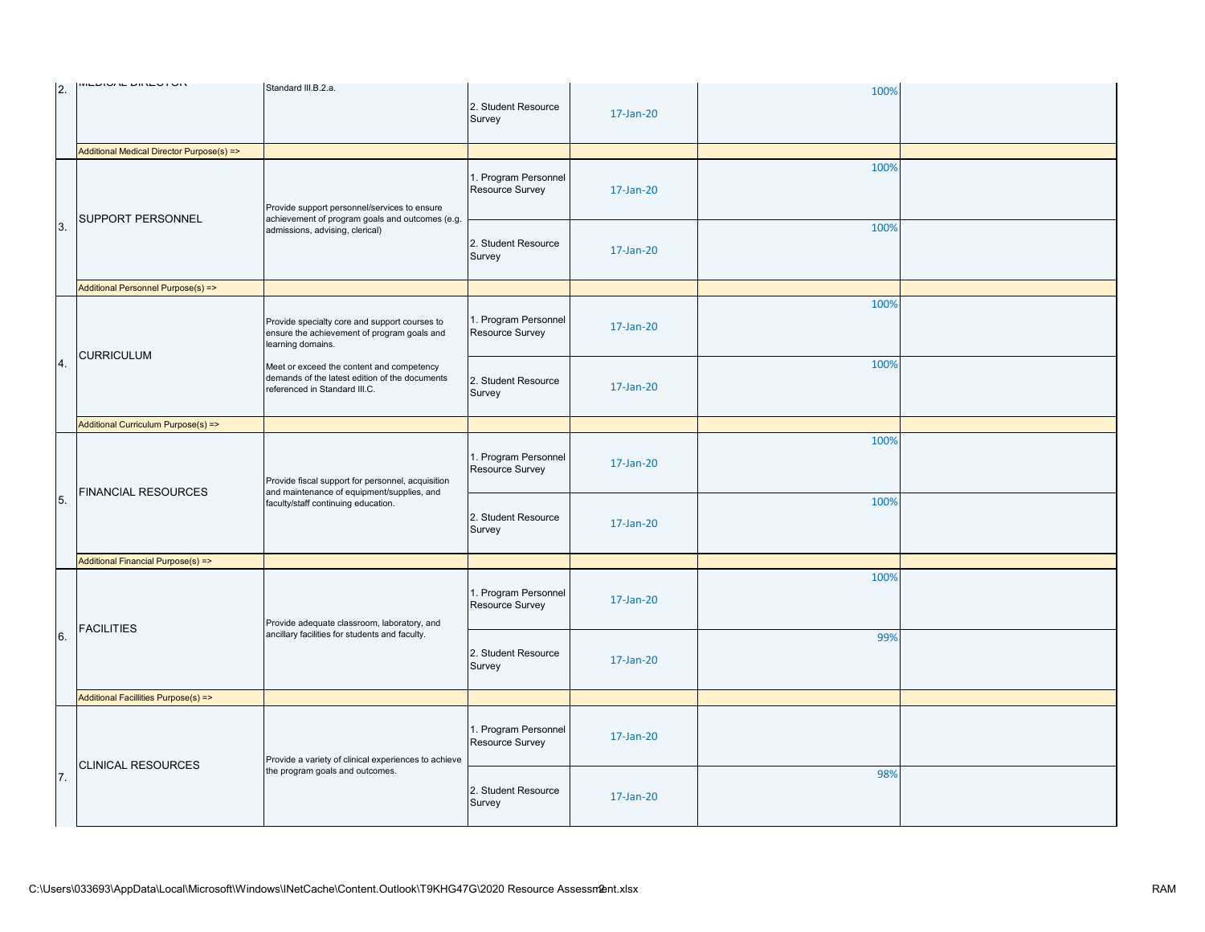| | | | | | | |
|---|---|---|---|---|---|---|
| 2. | MEDICAL DIRECTOR | Standard III.B.2.a. | 2. Student Resource Survey | 17-Jan-20 | 100% | |
| | Additional Medical Director Purpose(s) => | | | | | |
| 3. | SUPPORT PERSONNEL | Provide support personnel/services to ensure achievement of program goals and outcomes (e.g. admissions, advising, clerical) | 1. Program Personnel Resource Survey | 17-Jan-20 | 100% | |
| | | | 2. Student Resource Survey | 17-Jan-20 | 100% | |
| | Additional Personnel Purpose(s) => | | | | | |
| 4. | CURRICULUM | Provide specialty core and support courses to ensure the achievement of program goals and learning domains. Meet or exceed the content and competency demands of the latest edition of the documents referenced in Standard III.C. | 1. Program Personnel Resource Survey | 17-Jan-20 | 100% | |
| | | | 2. Student Resource Survey | 17-Jan-20 | 100% | |
| | Additional Curriculum Purpose(s) => | | | | | |
| 5. | FINANCIAL RESOURCES | Provide fiscal support for personnel, acquisition and maintenance of equipment/supplies, and faculty/staff continuing education. | 1. Program Personnel Resource Survey | 17-Jan-20 | 100% | |
| | | | 2. Student Resource Survey | 17-Jan-20 | 100% | |
| | Additional Financial Purpose(s) => | | | | | |
| 6. | FACILITIES | Provide adequate classroom, laboratory, and ancillary facilities for students and faculty. | 1. Program Personnel Resource Survey | 17-Jan-20 | 100% | |
| | | | 2. Student Resource Survey | 17-Jan-20 | 99% | |
| | Additional Facillities Purpose(s) => | | | | | |
| 7. | CLINICAL RESOURCES | Provide a variety of clinical experiences to achieve the program goals and outcomes. | 1. Program Personnel Resource Survey | 17-Jan-20 | | |
| | | | 2. Student Resource Survey | 17-Jan-20 | 98% | |

C:\Users\033693\AppData\Local\Microsoft\Windows\INetCache\Content.Outlook\T9KHG47G\2020 Resource Assessment.xlsx RAM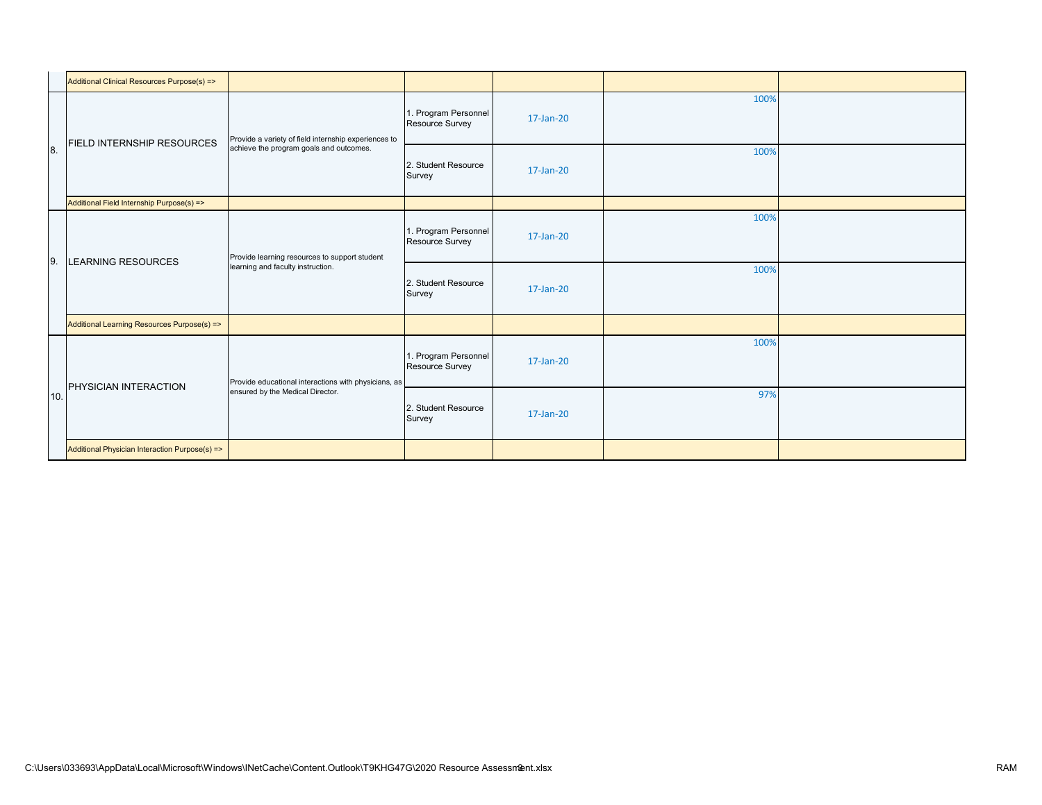| | | | | | | |
|---|---|---|---|---|---|---|
| | Additional Clinical Resources Purpose(s) => | | | | | |
| 8. | FIELD INTERNSHIP RESOURCES | Provide a variety of field internship experiences to achieve the program goals and outcomes. | 1. Program Personnel Resource Survey | 17-Jan-20 | 100% | |
| | | | 2. Student Resource Survey | 17-Jan-20 | 100% | |
| | Additional Field Internship Purpose(s) => | | | | | |
| 9. | LEARNING RESOURCES | Provide learning resources to support student learning and faculty instruction. | 1. Program Personnel Resource Survey | 17-Jan-20 | 100% | |
| | | | 2. Student Resource Survey | 17-Jan-20 | 100% | |
| | Additional Learning Resources Purpose(s) => | | | | | |
| 10. | PHYSICIAN INTERACTION | Provide educational interactions with physicians, as ensured by the Medical Director. | 1. Program Personnel Resource Survey | 17-Jan-20 | 100% | |
| | | | 2. Student Resource Survey | 17-Jan-20 | 97% | |
| | Additional Physician Interaction Purpose(s) => | | | | | |